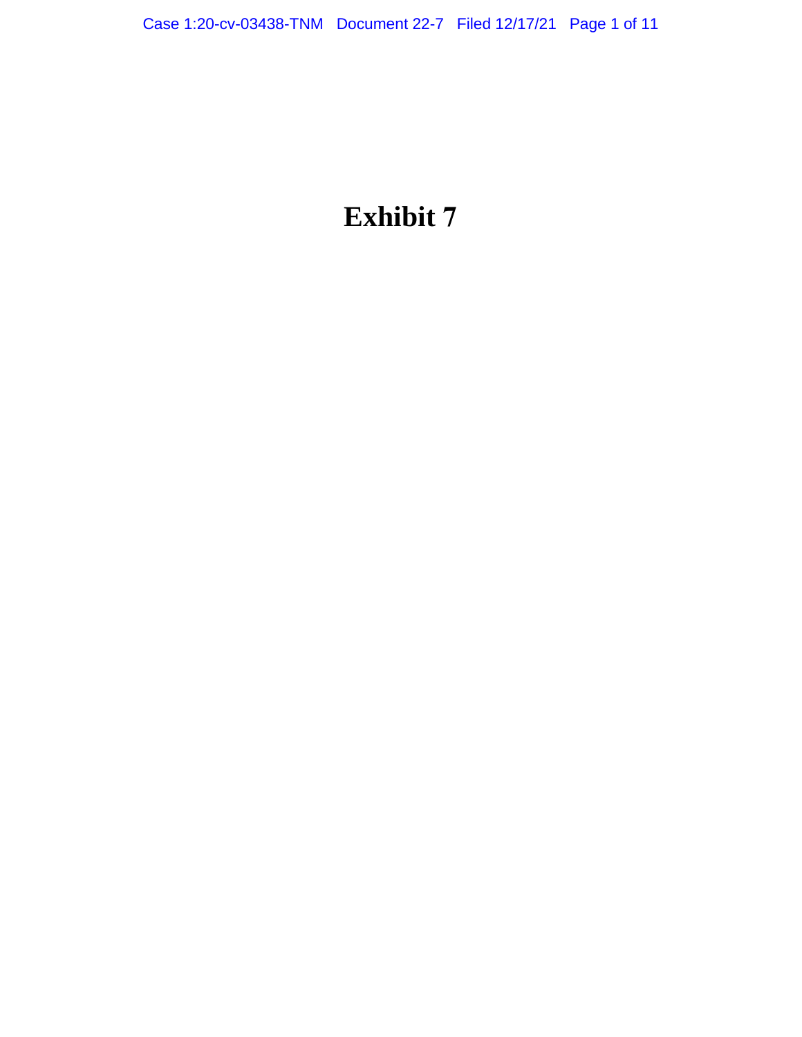# Exhibit 7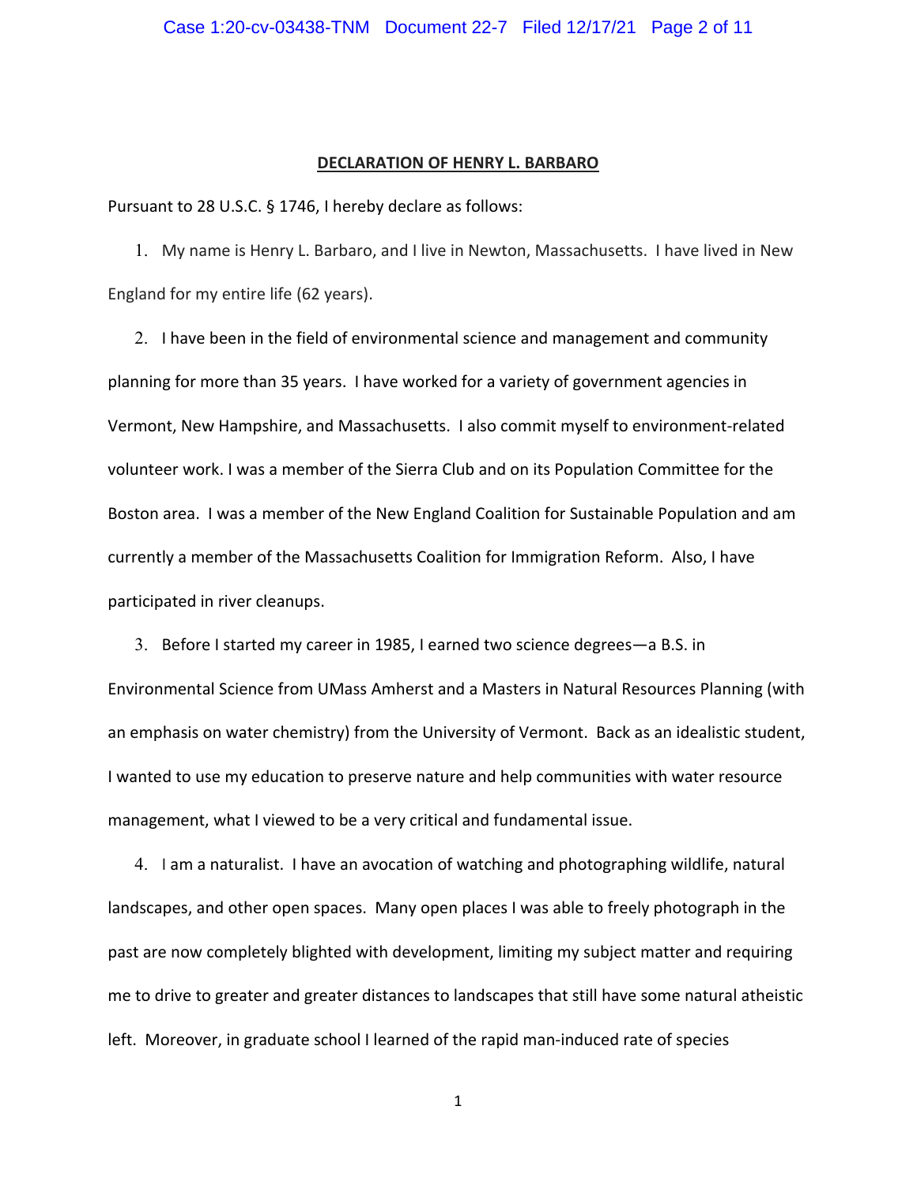**DECLARATION OF HENRY L. BARBARO**

Pursuant to 28 U.S.C. § 1746, I hereby declare as follows:

1. My name is Henry L. Barbaro, and I live in Newton, Massachusetts. I have lived in New England for my entire life (62 years).

2. I have been in the field of environmental science and management and community planning for more than 35 years. I have worked for a variety of government agencies in Vermont, New Hampshire, and Massachusetts. I also commit myself to environment-related volunteer work. I was a member of the Sierra Club and on its Population Committee for the Boston area. I was a member of the New England Coalition for Sustainable Population and am currently a member of the Massachusetts Coalition for Immigration Reform. Also, I have participated in river cleanups.

3. Before I started my career in 1985, I earned two science degrees—a B.S. in Environmental Science from UMass Amherst and a Masters in Natural Resources Planning (with an emphasis on water chemistry) from the University of Vermont. Back as an idealistic student, I wanted to use my education to preserve nature and help communities with water resource management, what I viewed to be a very critical and fundamental issue.

4. I am a naturalist. I have an avocation of watching and photographing wildlife, natural landscapes, and other open spaces. Many open places I was able to freely photograph in the past are now completely blighted with development, limiting my subject matter and requiring me to drive to greater and greater distances to landscapes that still have some natural atheistic left. Moreover, in graduate school I learned of the rapid man-induced rate of species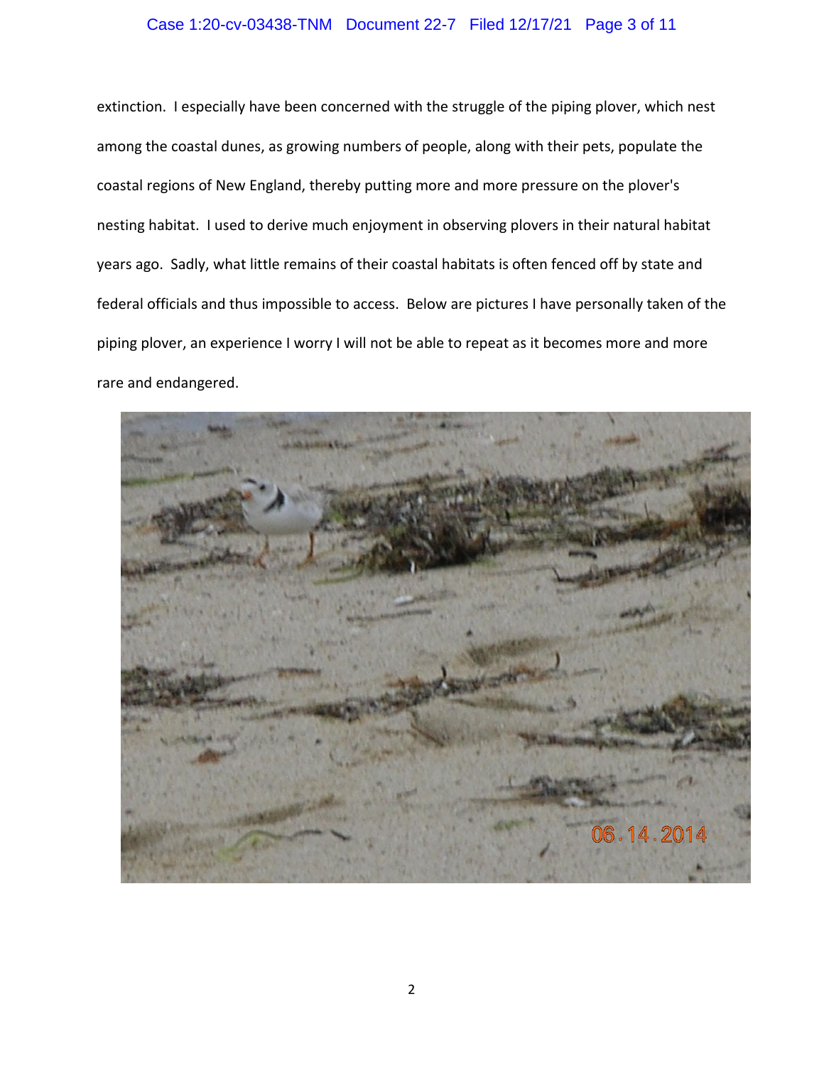extinction. I especially have been concerned with the struggle of the piping plover, which nest among the coastal dunes, as growing numbers of people, along with their pets, populate the coastal regions of New England, thereby putting more and more pressure on the plover's nesting habitat. I used to derive much enjoyment in observing plovers in their natural habitat years ago. Sadly, what little remains of their coastal habitats is often fenced off by state and federal officials and thus impossible to access. Below are pictures I have personally taken of the piping plover, an experience I worry I will not be able to repeat as it becomes more and more rare and endangered.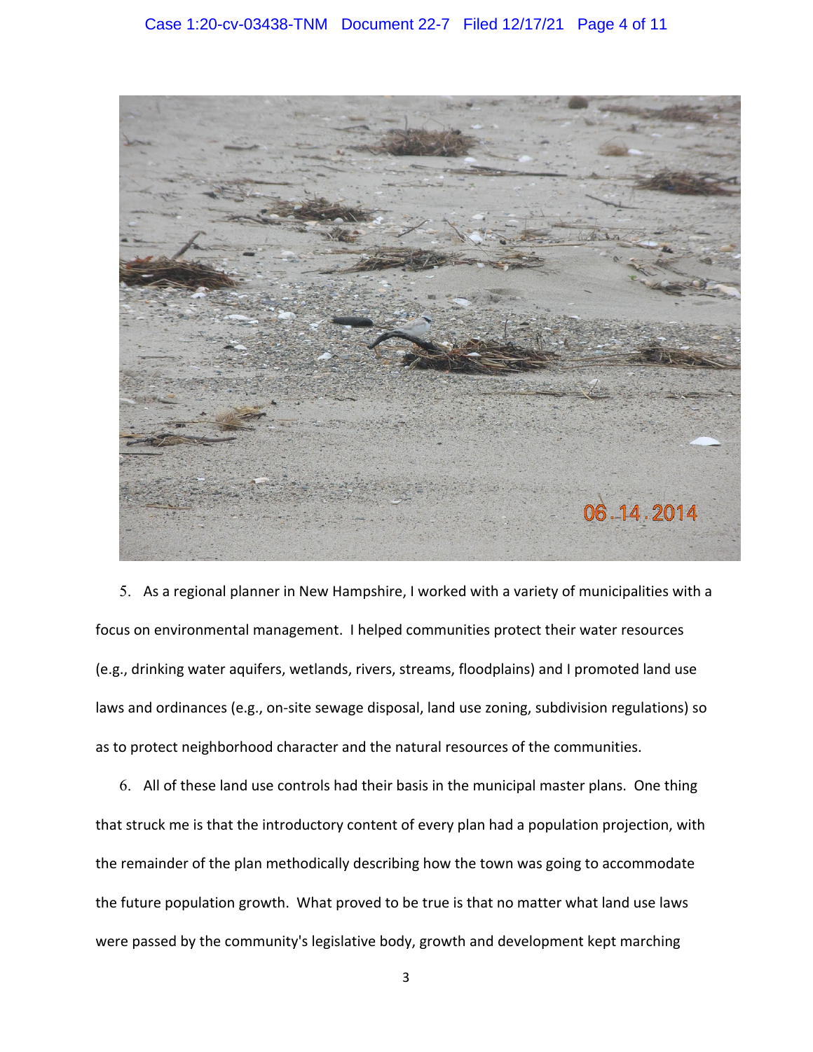5. As a regional planner in New Hampshire, I worked with a variety of municipalities with a focus on environmental management. I helped communities protect their water resources (e.g., drinking water aquifers, wetlands, rivers, streams, floodplains) and I promoted land use laws and ordinances (e.g., on-site sewage disposal, land use zoning, subdivision regulations) so as to protect neighborhood character and the natural resources of the communities.

6. All of these land use controls had their basis in the municipal master plans. One thing that struck me is that the introductory content of every plan had a population projection, with the remainder of the plan methodically describing how the town was going to accommodate the future population growth. What proved to be true is that no matter what land use laws were passed by the community's legislative body, growth and development kept marching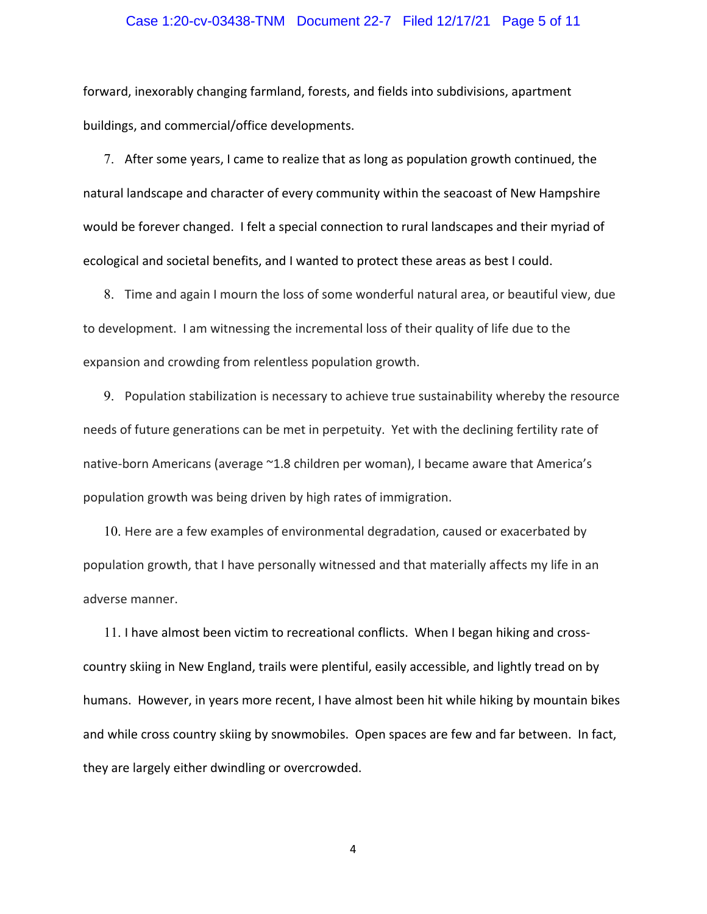forward, inexorably changing farmland, forests, and fields into subdivisions, apartment buildings, and commercial/office developments.

7. After some years, I came to realize that as long as population growth continued, the natural landscape and character of every community within the seacoast of New Hampshire would be forever changed. I felt a special connection to rural landscapes and their myriad of ecological and societal benefits, and I wanted to protect these areas as best I could.

8. Time and again I mourn the loss of some wonderful natural area, or beautiful view, due to development. I am witnessing the incremental loss of their quality of life due to the expansion and crowding from relentless population growth.

9. Population stabilization is necessary to achieve true sustainability whereby the resource needs of future generations can be met in perpetuity. Yet with the declining fertility rate of native-born Americans (average ~1.8 children per woman), I became aware that America's population growth was being driven by high rates of immigration.

10. Here are a few examples of environmental degradation, caused or exacerbated by population growth, that I have personally witnessed and that materially affects my life in an adverse manner.

11. I have almost been victim to recreational conflicts. When I began hiking and cross-country skiing in New England, trails were plentiful, easily accessible, and lightly tread on by humans. However, in years more recent, I have almost been hit while hiking by mountain bikes and while cross country skiing by snowmobiles. Open spaces are few and far between. In fact, they are largely either dwindling or overcrowded.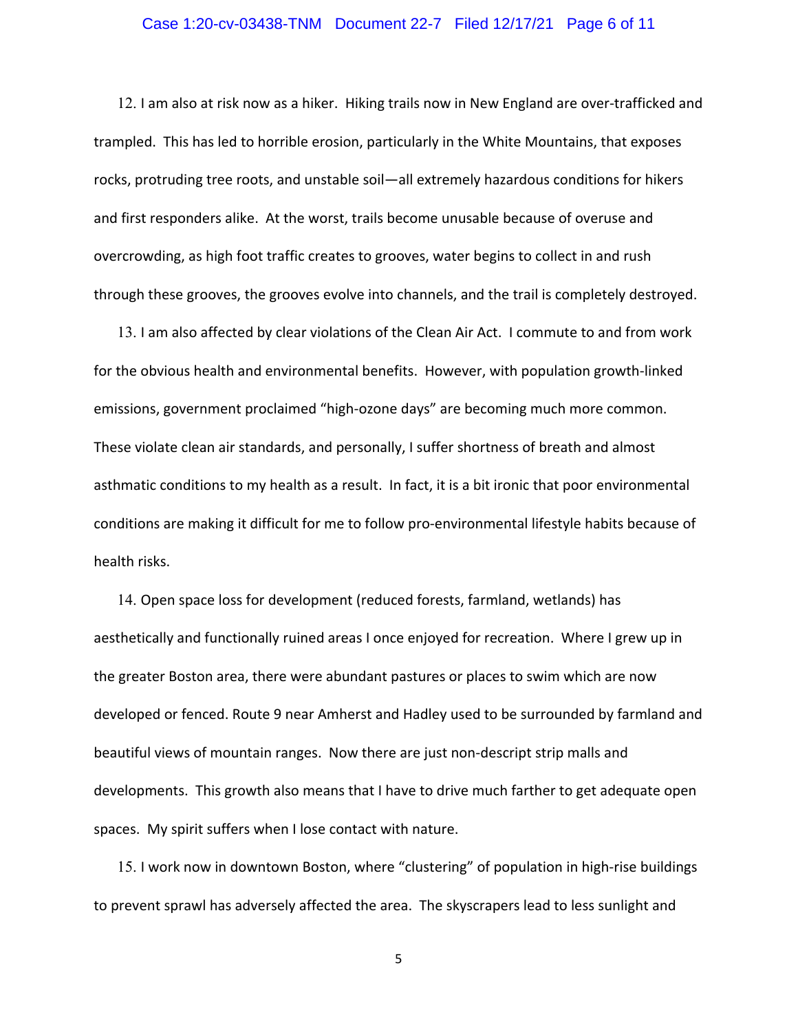12. I am also at risk now as a hiker. Hiking trails now in New England are over-trafficked and trampled. This has led to horrible erosion, particularly in the White Mountains, that exposes rocks, protruding tree roots, and unstable soil—all extremely hazardous conditions for hikers and first responders alike. At the worst, trails become unusable because of overuse and overcrowding, as high foot traffic creates to grooves, water begins to collect in and rush through these grooves, the grooves evolve into channels, and the trail is completely destroyed.

13. I am also affected by clear violations of the Clean Air Act. I commute to and from work for the obvious health and environmental benefits. However, with population growth-linked emissions, government proclaimed "high-ozone days" are becoming much more common. These violate clean air standards, and personally, I suffer shortness of breath and almost asthmatic conditions to my health as a result. In fact, it is a bit ironic that poor environmental conditions are making it difficult for me to follow pro-environmental lifestyle habits because of health risks.

14. Open space loss for development (reduced forests, farmland, wetlands) has aesthetically and functionally ruined areas I once enjoyed for recreation. Where I grew up in the greater Boston area, there were abundant pastures or places to swim which are now developed or fenced. Route 9 near Amherst and Hadley used to be surrounded by farmland and beautiful views of mountain ranges. Now there are just non-descript strip malls and developments. This growth also means that I have to drive much farther to get adequate open spaces. My spirit suffers when I lose contact with nature.

15. I work now in downtown Boston, where "clustering" of population in high-rise buildings to prevent sprawl has adversely affected the area. The skyscrapers lead to less sunlight and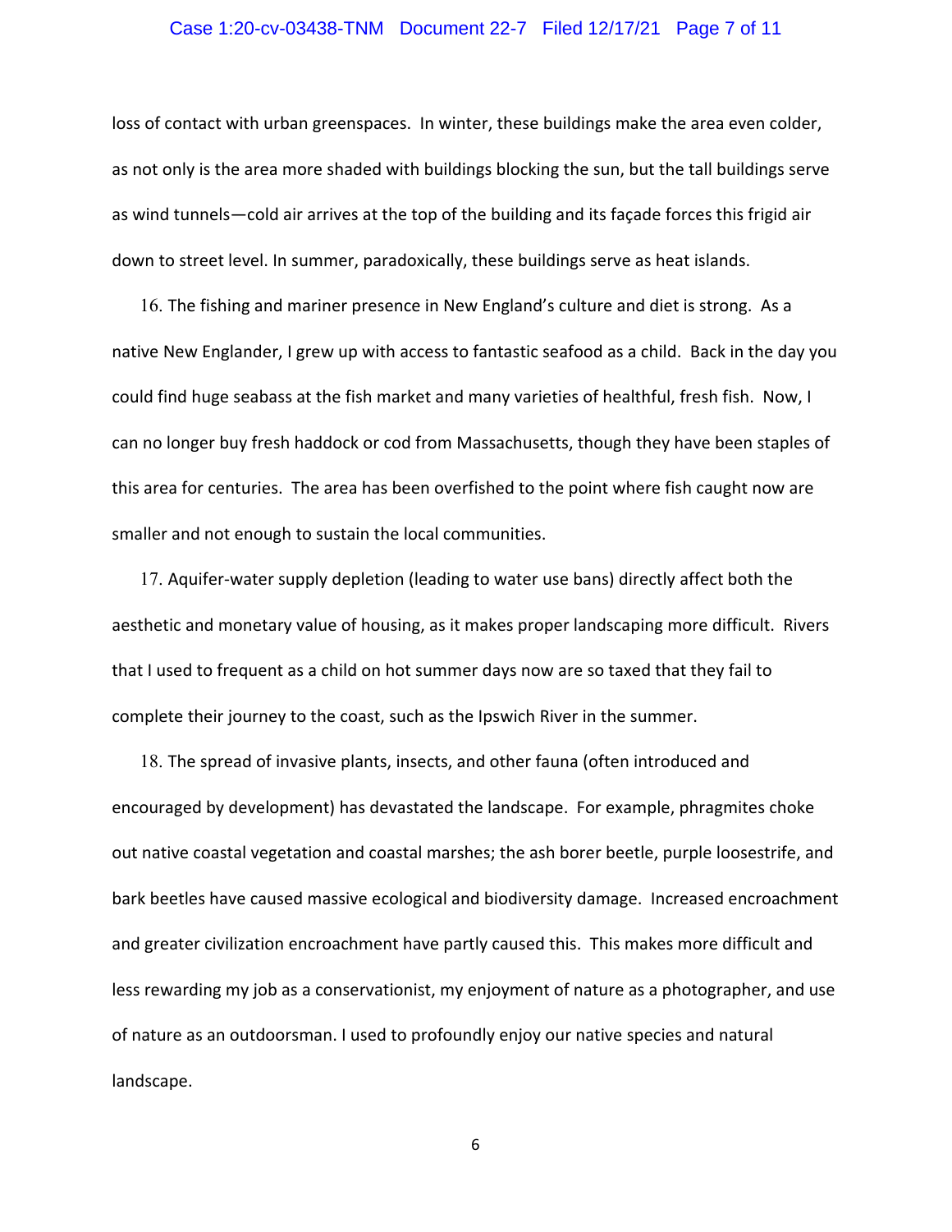loss of contact with urban greenspaces. In winter, these buildings make the area even colder, as not only is the area more shaded with buildings blocking the sun, but the tall buildings serve as wind tunnels—cold air arrives at the top of the building and its façade forces this frigid air down to street level. In summer, paradoxically, these buildings serve as heat islands.

16. The fishing and mariner presence in New England's culture and diet is strong. As a native New Englander, I grew up with access to fantastic seafood as a child. Back in the day you could find huge seabass at the fish market and many varieties of healthful, fresh fish. Now, I can no longer buy fresh haddock or cod from Massachusetts, though they have been staples of this area for centuries. The area has been overfished to the point where fish caught now are smaller and not enough to sustain the local communities.

17. Aquifer-water supply depletion (leading to water use bans) directly affect both the aesthetic and monetary value of housing, as it makes proper landscaping more difficult. Rivers that I used to frequent as a child on hot summer days now are so taxed that they fail to complete their journey to the coast, such as the Ipswich River in the summer.

18. The spread of invasive plants, insects, and other fauna (often introduced and encouraged by development) has devastated the landscape. For example, phragmites choke out native coastal vegetation and coastal marshes; the ash borer beetle, purple loosestrife, and bark beetles have caused massive ecological and biodiversity damage. Increased encroachment and greater civilization encroachment have partly caused this. This makes more difficult and less rewarding my job as a conservationist, my enjoyment of nature as a photographer, and use of nature as an outdoorsman. I used to profoundly enjoy our native species and natural landscape.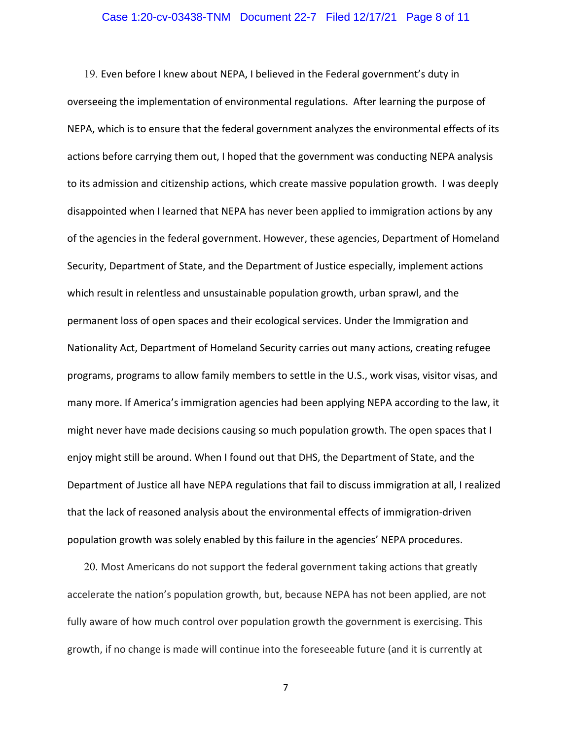19. Even before I knew about NEPA, I believed in the Federal government's duty in overseeing the implementation of environmental regulations. After learning the purpose of NEPA, which is to ensure that the federal government analyzes the environmental effects of its actions before carrying them out, I hoped that the government was conducting NEPA analysis to its admission and citizenship actions, which create massive population growth. I was deeply disappointed when I learned that NEPA has never been applied to immigration actions by any of the agencies in the federal government. However, these agencies, Department of Homeland Security, Department of State, and the Department of Justice especially, implement actions which result in relentless and unsustainable population growth, urban sprawl, and the permanent loss of open spaces and their ecological services. Under the Immigration and Nationality Act, Department of Homeland Security carries out many actions, creating refugee programs, programs to allow family members to settle in the U.S., work visas, visitor visas, and many more. If America's immigration agencies had been applying NEPA according to the law, it might never have made decisions causing so much population growth. The open spaces that I enjoy might still be around. When I found out that DHS, the Department of State, and the Department of Justice all have NEPA regulations that fail to discuss immigration at all, I realized that the lack of reasoned analysis about the environmental effects of immigration-driven population growth was solely enabled by this failure in the agencies' NEPA procedures.

20. Most Americans do not support the federal government taking actions that greatly accelerate the nation's population growth, but, because NEPA has not been applied, are not fully aware of how much control over population growth the government is exercising. This growth, if no change is made will continue into the foreseeable future (and it is currently at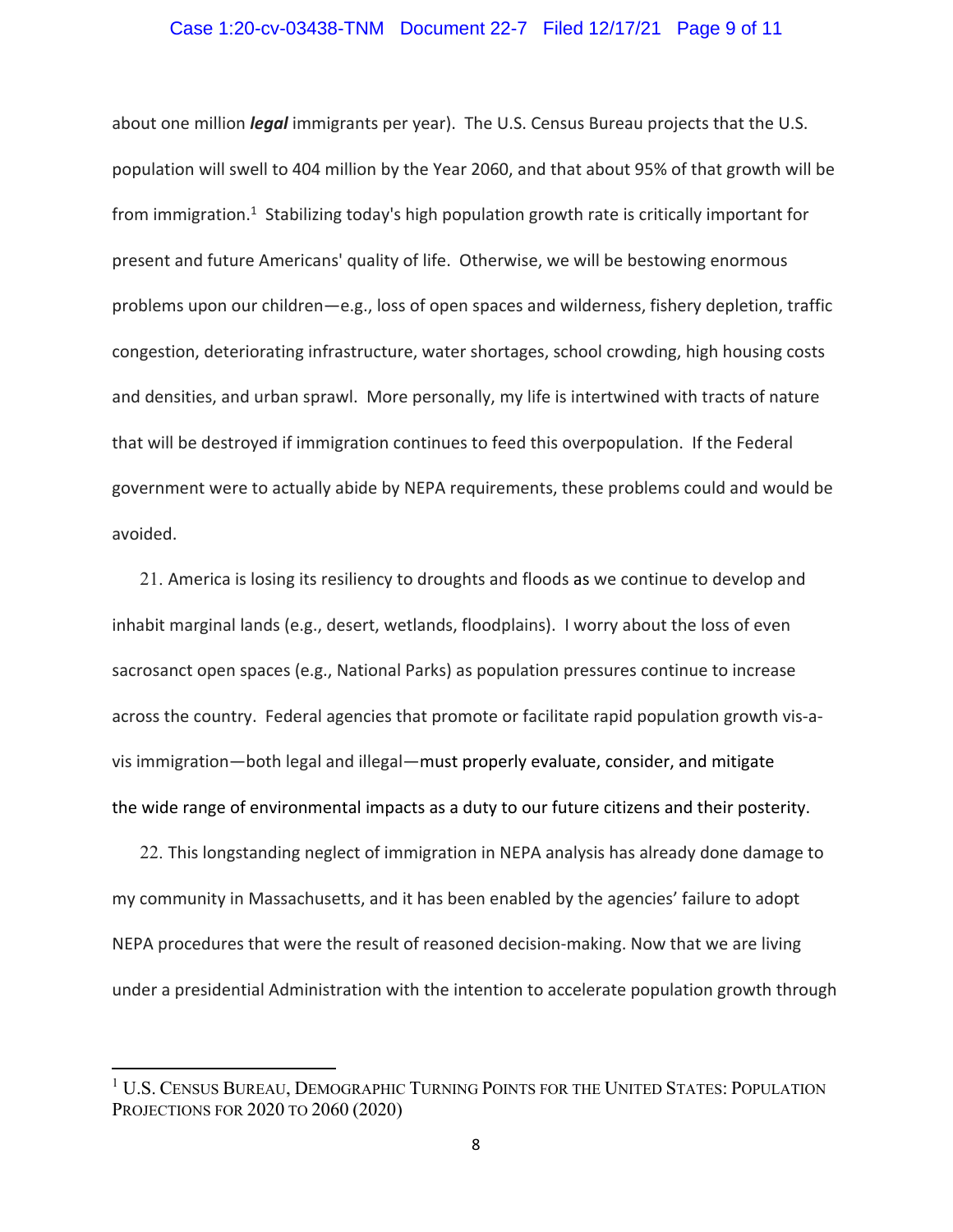about one million ***legal*** immigrants per year). The U.S. Census Bureau projects that the U.S. population will swell to 404 million by the Year 2060, and that about 95% of that growth will be from immigration.[1] Stabilizing today's high population growth rate is critically important for present and future Americans' quality of life. Otherwise, we will be bestowing enormous problems upon our children—e.g., loss of open spaces and wilderness, fishery depletion, traffic congestion, deteriorating infrastructure, water shortages, school crowding, high housing costs and densities, and urban sprawl. More personally, my life is intertwined with tracts of nature that will be destroyed if immigration continues to feed this overpopulation. If the Federal government were to actually abide by NEPA requirements, these problems could and would be avoided.

21. America is losing its resiliency to droughts and floods as we continue to develop and inhabit marginal lands (e.g., desert, wetlands, floodplains). I worry about the loss of even sacrosanct open spaces (e.g., National Parks) as population pressures continue to increase across the country. Federal agencies that promote or facilitate rapid population growth vis-a-vis immigration—both legal and illegal—must properly evaluate, consider, and mitigate the wide range of environmental impacts as a duty to our future citizens and their posterity.

22. This longstanding neglect of immigration in NEPA analysis has already done damage to my community in Massachusetts, and it has been enabled by the agencies' failure to adopt NEPA procedures that were the result of reasoned decision-making. Now that we are living under a presidential Administration with the intention to accelerate population growth through

[1] U.S. CENSUS BUREAU, DEMOGRAPHIC TURNING POINTS FOR THE UNITED STATES: POPULATION PROJECTIONS FOR 2020 TO 2060 (2020)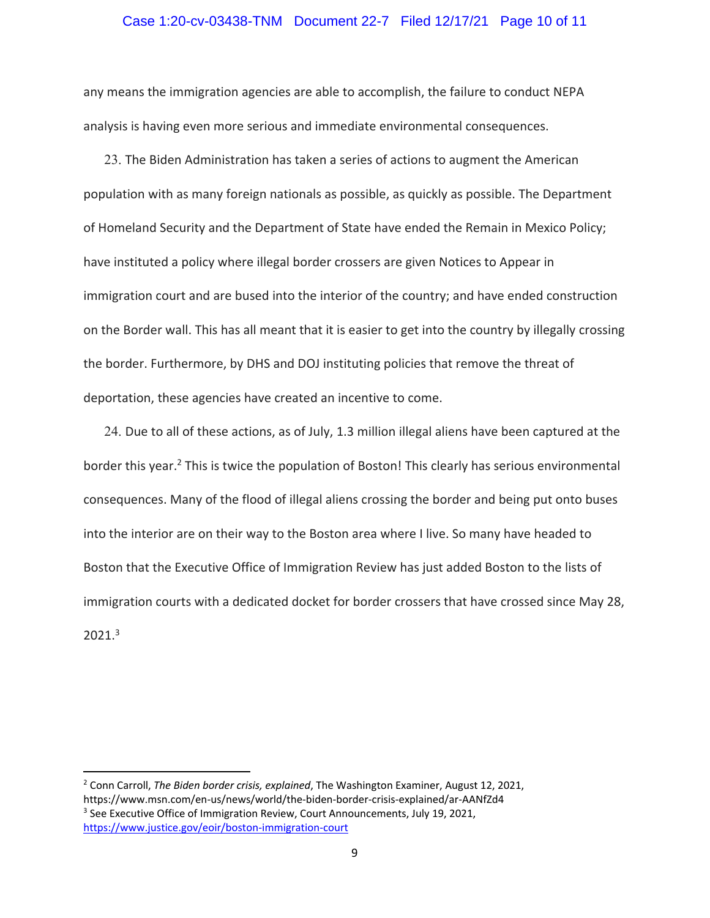any means the immigration agencies are able to accomplish, the failure to conduct NEPA analysis is having even more serious and immediate environmental consequences.

23. The Biden Administration has taken a series of actions to augment the American population with as many foreign nationals as possible, as quickly as possible. The Department of Homeland Security and the Department of State have ended the Remain in Mexico Policy; have instituted a policy where illegal border crossers are given Notices to Appear in immigration court and are bused into the interior of the country; and have ended construction on the Border wall. This has all meant that it is easier to get into the country by illegally crossing the border. Furthermore, by DHS and DOJ instituting policies that remove the threat of deportation, these agencies have created an incentive to come.

24. Due to all of these actions, as of July, 1.3 million illegal aliens have been captured at the border this year.[2] This is twice the population of Boston! This clearly has serious environmental consequences. Many of the flood of illegal aliens crossing the border and being put onto buses into the interior are on their way to the Boston area where I live. So many have headed to Boston that the Executive Office of Immigration Review has just added Boston to the lists of immigration courts with a dedicated docket for border crossers that have crossed since May 28, 2021.[3]

---

[2] Conn Carroll, *The Biden border crisis, explained*, The Washington Examiner, August 12, 2021, https://www.msn.com/en-us/news/world/the-biden-border-crisis-explained/ar-AANfZd4

[3] See Executive Office of Immigration Review, Court Announcements, July 19, 2021, https://www.justice.gov/eoir/boston-immigration-court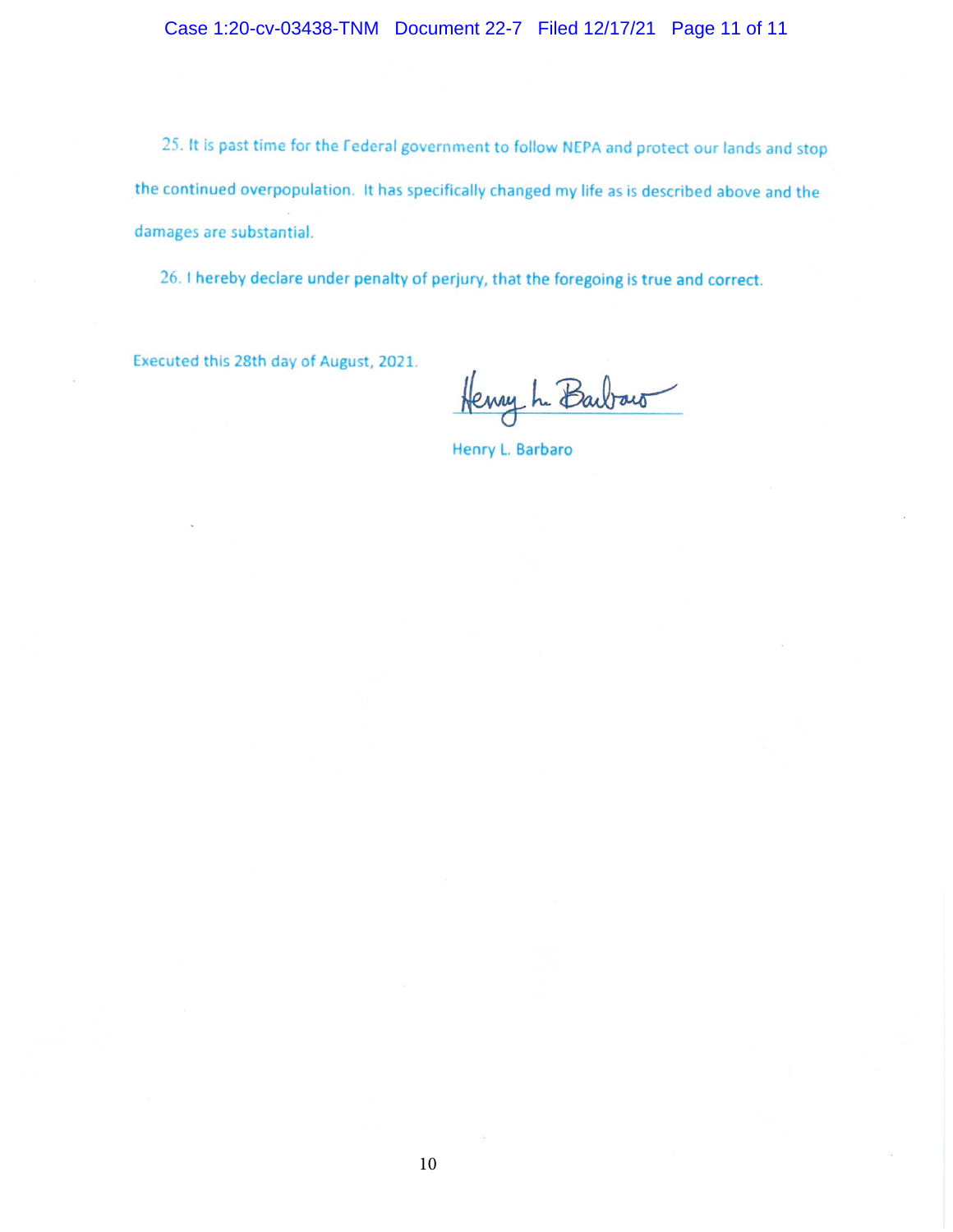25. It is past time for the Federal government to follow NEPA and protect our lands and stop the continued overpopulation. It has specifically changed my life as is described above and the damages are substantial.

26. I hereby declare under penalty of perjury, that the foregoing is true and correct.

Executed this 28th day of August, 2021.

Henry L. Barbaro

Henry L. Barbaro